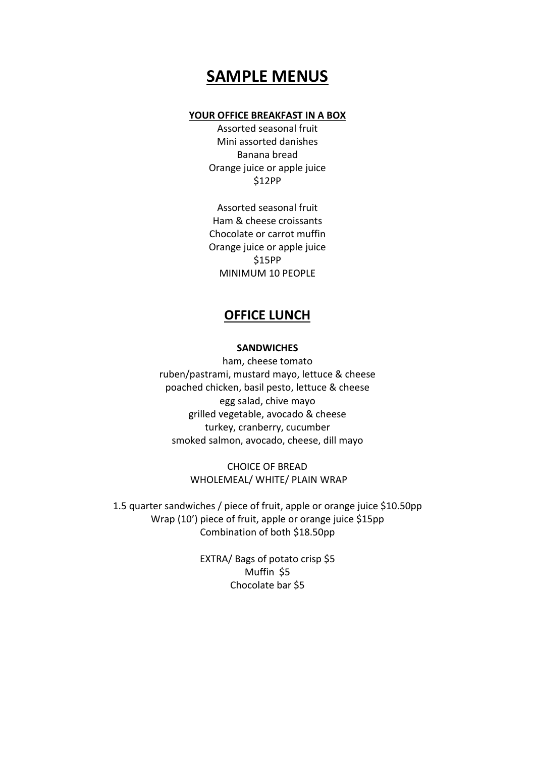# SAMPLE MENUS

### YOUR OFFICE BREAKFAST IN A BOX

Assorted seasonal fruit
Mini assorted danishes
Banana bread
Orange juice or apple juice
$12PP

Assorted seasonal fruit
Ham & cheese croissants
Chocolate or carrot muffin
Orange juice or apple juice
$15PP
MINIMUM 10 PEOPLE

## OFFICE LUNCH

### SANDWICHES

ham, cheese tomato
ruben/pastrami, mustard mayo, lettuce & cheese
poached chicken, basil pesto, lettuce & cheese
egg salad, chive mayo
grilled vegetable, avocado & cheese
turkey, cranberry, cucumber
smoked salmon, avocado, cheese, dill mayo

CHOICE OF BREAD
WHOLEMEAL/ WHITE/ PLAIN WRAP

1.5 quarter sandwiches / piece of fruit, apple or orange juice $10.50pp
Wrap (10') piece of fruit, apple or orange juice $15pp
Combination of both $18.50pp

EXTRA/ Bags of potato crisp $5
Muffin $5
Chocolate bar $5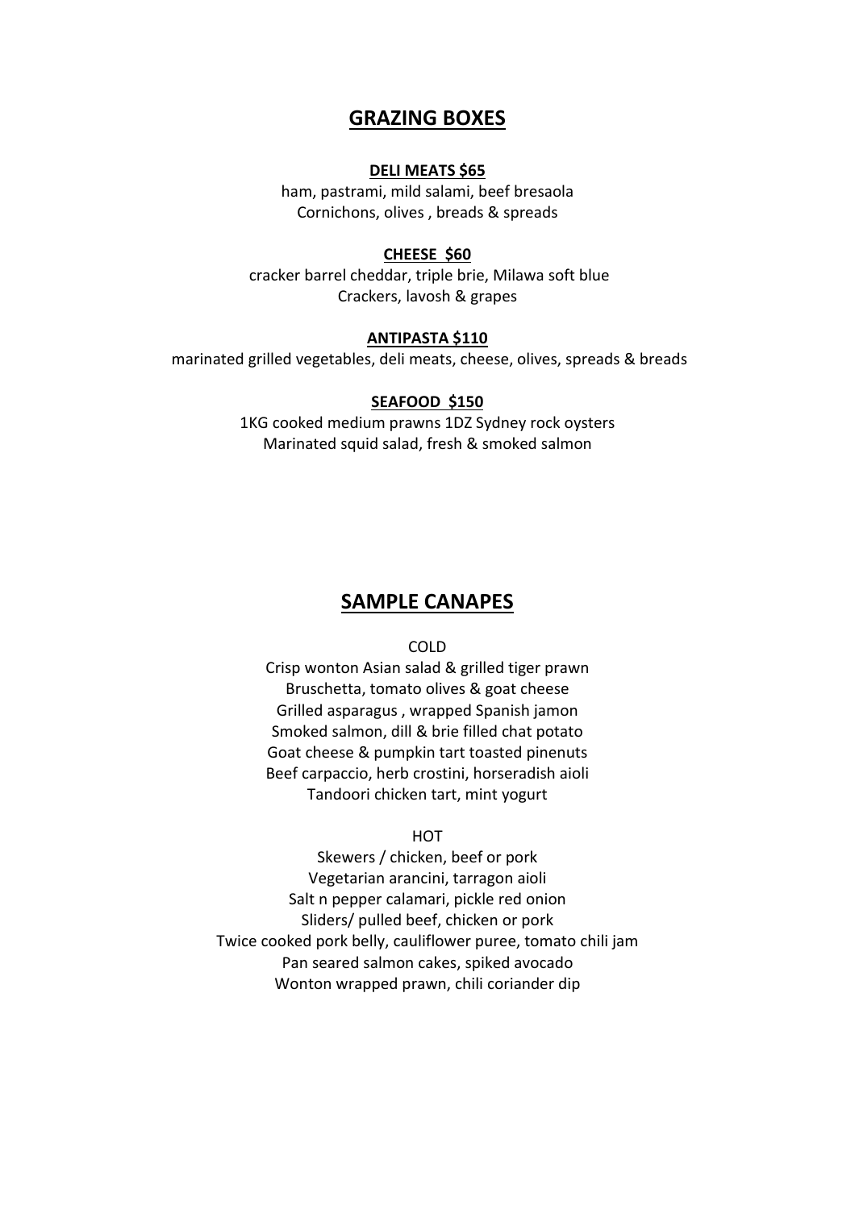# GRAZING BOXES

**DELI MEATS $65**

ham, pastrami, mild salami, beef bresaola
Cornichons, olives , breads & spreads

**CHEESE $60**

cracker barrel cheddar, triple brie, Milawa soft blue
Crackers, lavosh & grapes

**ANTIPASTA $110**

marinated grilled vegetables, deli meats, cheese, olives, spreads & breads

**SEAFOOD $150**

1KG cooked medium prawns 1DZ Sydney rock oysters
Marinated squid salad, fresh & smoked salmon

# SAMPLE CANAPES

COLD

Crisp wonton Asian salad & grilled tiger prawn
Bruschetta, tomato olives & goat cheese
Grilled asparagus , wrapped Spanish jamon
Smoked salmon, dill & brie filled chat potato
Goat cheese & pumpkin tart toasted pinenuts
Beef carpaccio, herb crostini, horseradish aioli
Tandoori chicken tart, mint yogurt

HOT

Skewers / chicken, beef or pork
Vegetarian arancini, tarragon aioli
Salt n pepper calamari, pickle red onion
Sliders/ pulled beef, chicken or pork
Twice cooked pork belly, cauliflower puree, tomato chili jam
Pan seared salmon cakes, spiked avocado
Wonton wrapped prawn, chili coriander dip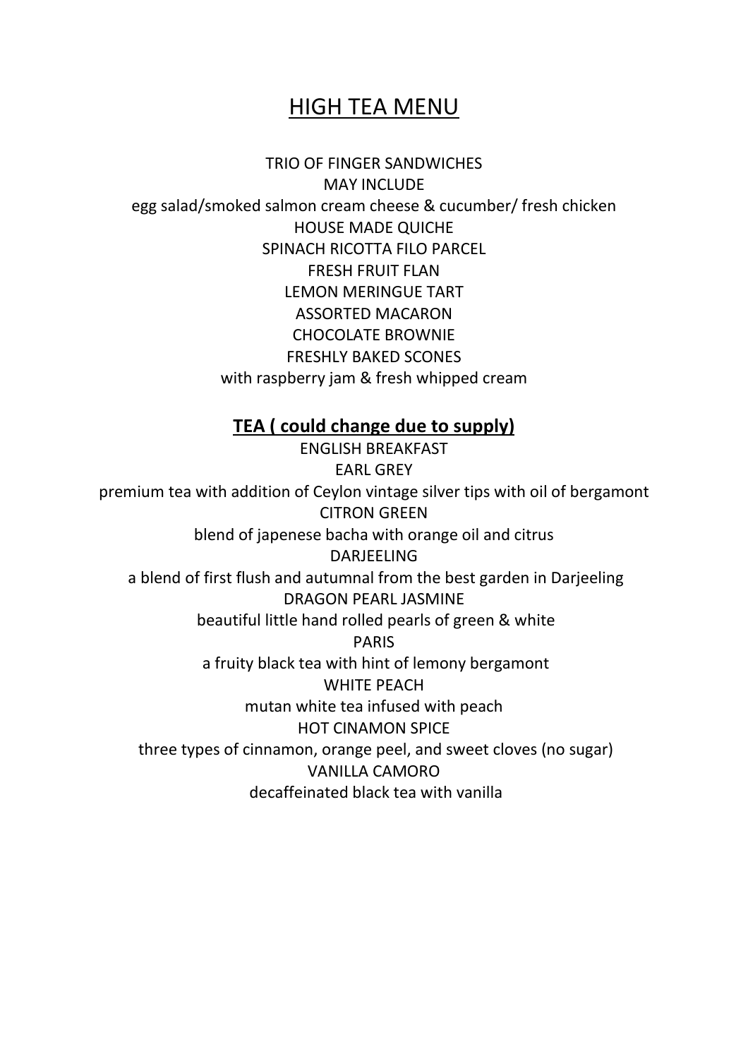# HIGH TEA MENU

TRIO OF FINGER SANDWICHES
MAY INCLUDE
egg salad/smoked salmon cream cheese & cucumber/ fresh chicken
HOUSE MADE QUICHE
SPINACH RICOTTA FILO PARCEL
FRESH FRUIT FLAN
LEMON MERINGUE TART
ASSORTED MACARON
CHOCOLATE BROWNIE
FRESHLY BAKED SCONES
with raspberry jam & fresh whipped cream

## TEA ( could change due to supply)

ENGLISH BREAKFAST

EARL GREY
premium tea with addition of Ceylon vintage silver tips with oil of bergamont

CITRON GREEN
blend of japenese bacha with orange oil and citrus

DARJEELING
a blend of first flush and autumnal from the best garden in Darjeeling

DRAGON PEARL JASMINE
beautiful little hand rolled pearls of green & white

PARIS
a fruity black tea with hint of lemony bergamont

WHITE PEACH
mutan white tea infused with peach

HOT CINAMON SPICE
three types of cinnamon, orange peel, and sweet cloves (no sugar)

VANILLA CAMORO
decaffeinated black tea with vanilla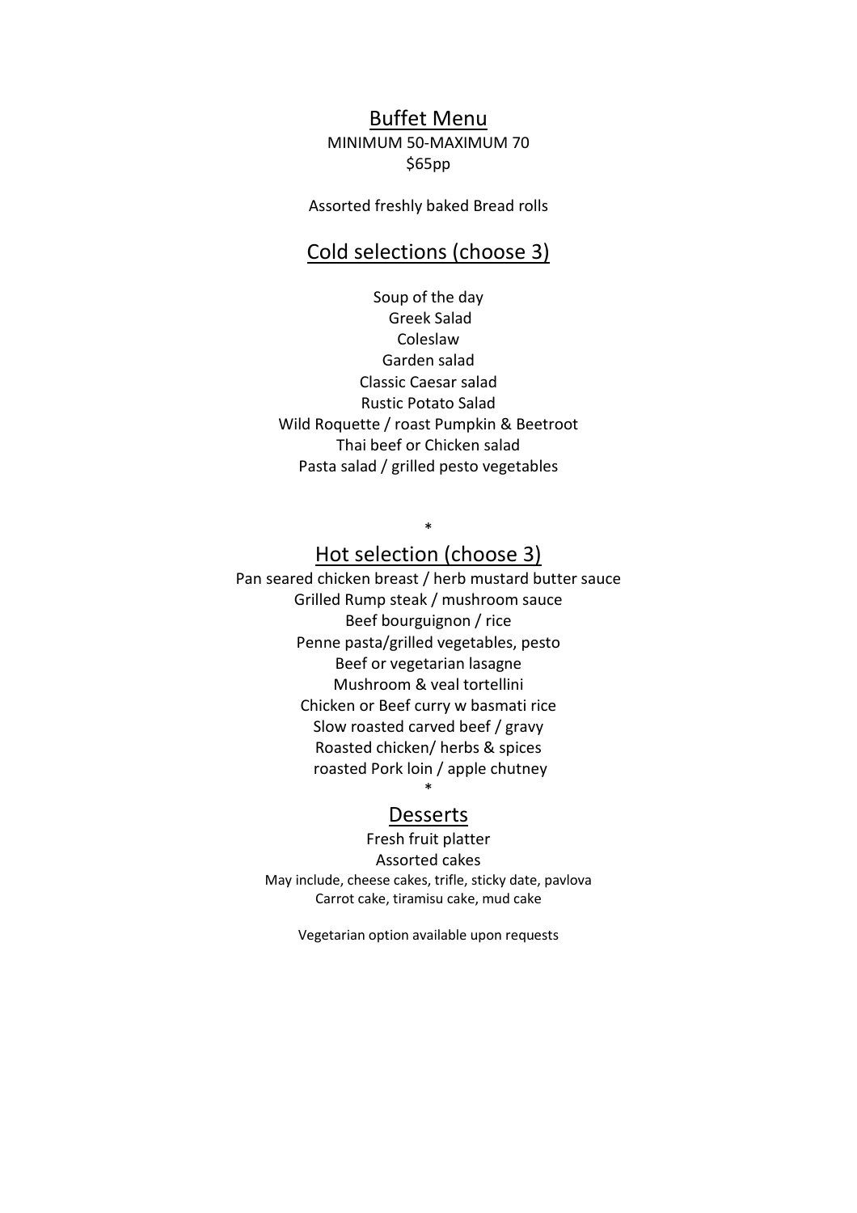# Buffet Menu

MINIMUM 50-MAXIMUM 70

$65pp

Assorted freshly baked Bread rolls

## Cold selections (choose 3)

Soup of the day

Greek Salad

Coleslaw

Garden salad

Classic Caesar salad

Rustic Potato Salad

Wild Roquette / roast Pumpkin & Beetroot

Thai beef or Chicken salad

Pasta salad / grilled pesto vegetables

*

## Hot selection (choose 3)

Pan seared chicken breast / herb mustard butter sauce

Grilled Rump steak / mushroom sauce

Beef bourguignon / rice

Penne pasta/grilled vegetables, pesto

Beef or vegetarian lasagne

Mushroom & veal tortellini

Chicken or Beef curry w basmati rice

Slow roasted carved beef / gravy

Roasted chicken/ herbs & spices

roasted Pork loin / apple chutney

*

## Desserts

Fresh fruit platter

Assorted cakes

May include, cheese cakes, trifle, sticky date, pavlova

Carrot cake, tiramisu cake, mud cake

Vegetarian option available upon requests